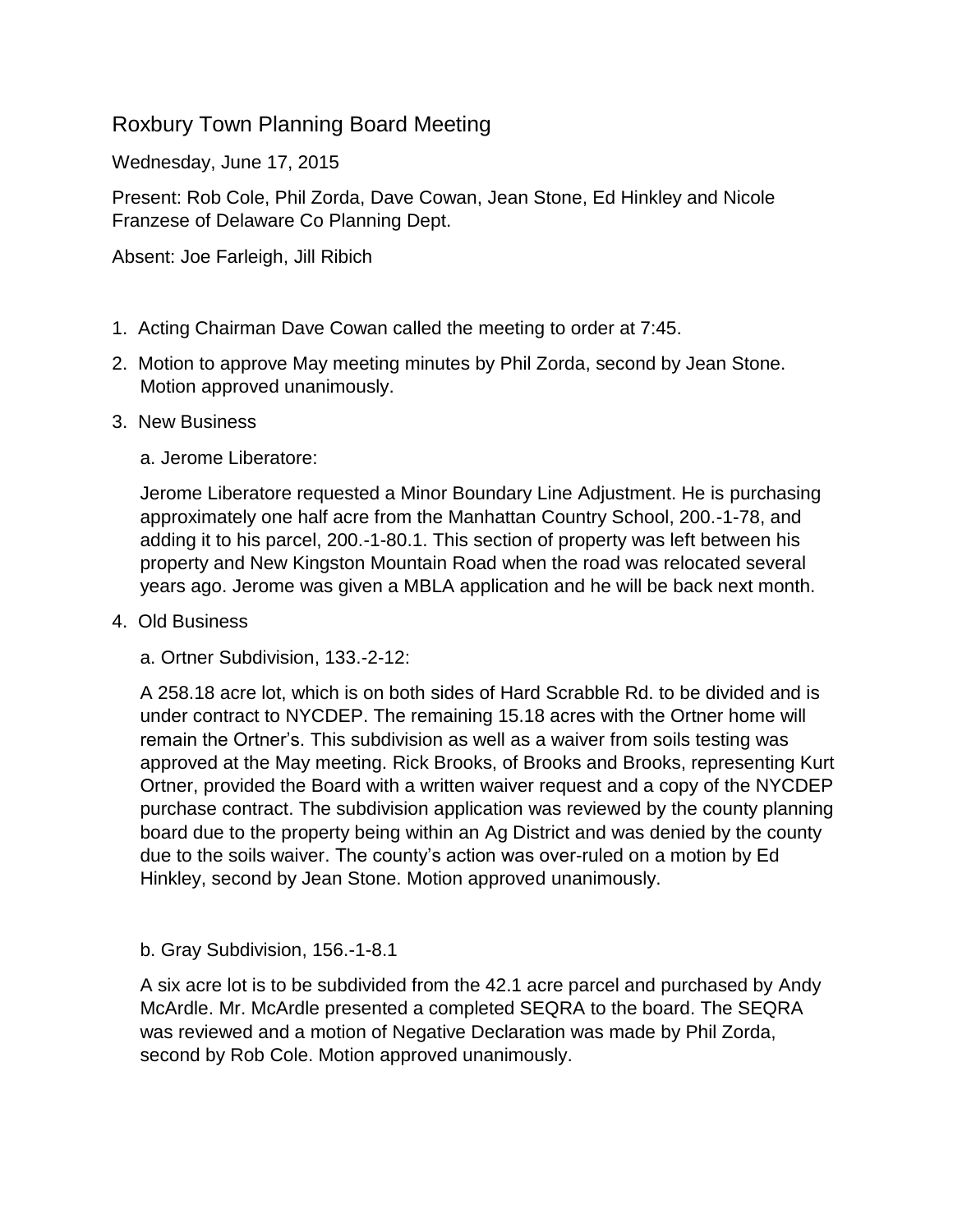# Roxbury Town Planning Board Meeting

Wednesday, June 17, 2015

Present: Rob Cole, Phil Zorda, Dave Cowan, Jean Stone, Ed Hinkley and Nicole Franzese of Delaware Co Planning Dept.

Absent: Joe Farleigh, Jill Ribich

1. Acting Chairman Dave Cowan called the meeting to order at 7:45.
2. Motion to approve May meeting minutes by Phil Zorda, second by Jean Stone. Motion approved unanimously.
3. New Business

   a. Jerome Liberatore:

   Jerome Liberatore requested a Minor Boundary Line Adjustment. He is purchasing approximately one half acre from the Manhattan Country School, 200.-1-78, and adding it to his parcel, 200.-1-80.1. This section of property was left between his property and New Kingston Mountain Road when the road was relocated several years ago. Jerome was given a MBLA application and he will be back next month.

4. Old Business

   a. Ortner Subdivision, 133.-2-12:

   A 258.18 acre lot, which is on both sides of Hard Scrabble Rd. to be divided and is under contract to NYCDEP. The remaining 15.18 acres with the Ortner home will remain the Ortner's. This subdivision as well as a waiver from soils testing was approved at the May meeting. Rick Brooks, of Brooks and Brooks, representing Kurt Ortner, provided the Board with a written waiver request and a copy of the NYCDEP purchase contract. The subdivision application was reviewed by the county planning board due to the property being within an Ag District and was denied by the county due to the soils waiver. The county's action was over-ruled on a motion by Ed Hinkley, second by Jean Stone. Motion approved unanimously.

   b. Gray Subdivision, 156.-1-8.1

   A six acre lot is to be subdivided from the 42.1 acre parcel and purchased by Andy McArdle. Mr. McArdle presented a completed SEQRA to the board. The SEQRA was reviewed and a motion of Negative Declaration was made by Phil Zorda, second by Rob Cole. Motion approved unanimously.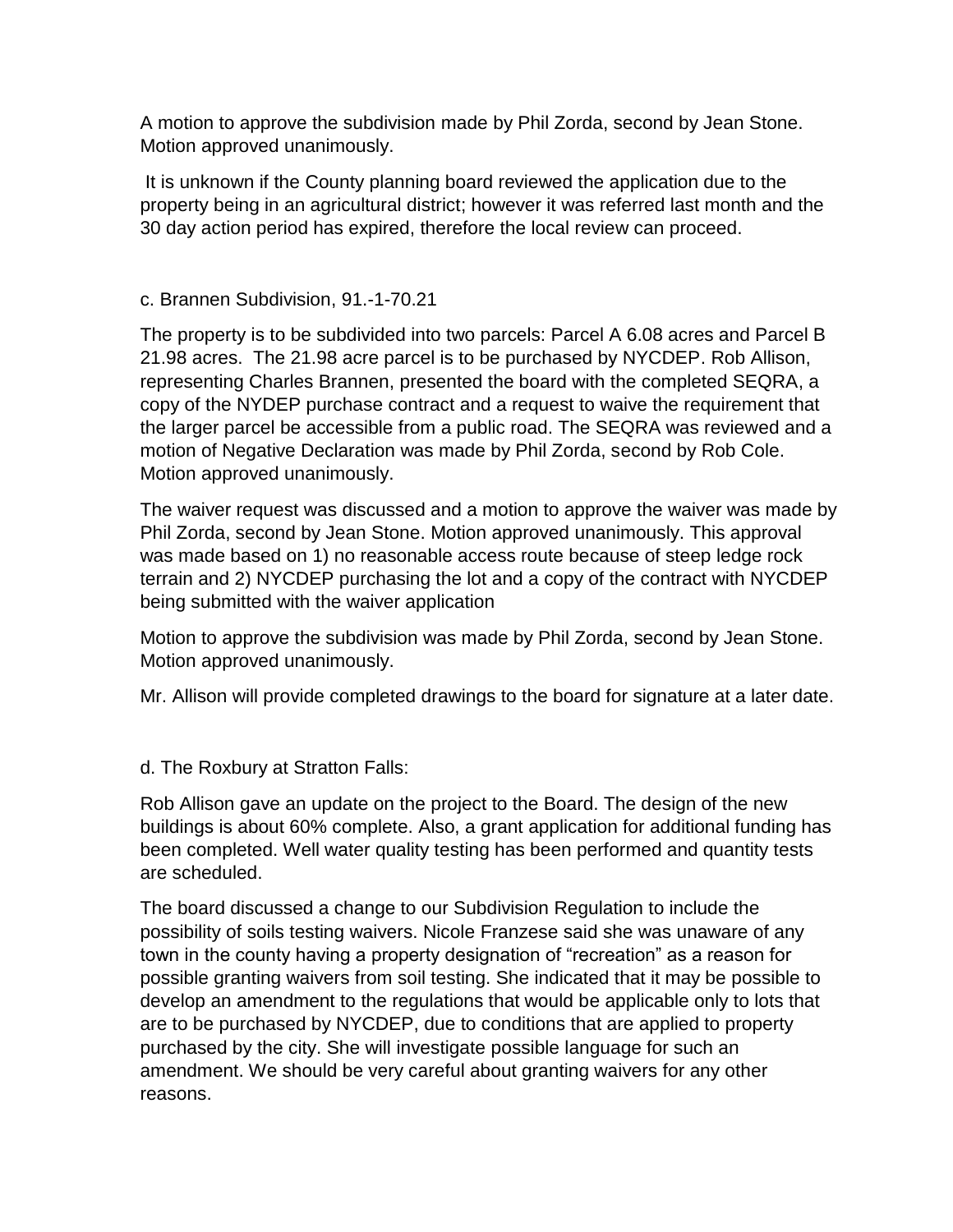A motion to approve the subdivision made by Phil Zorda, second by Jean Stone. Motion approved unanimously.

It is unknown if the County planning board reviewed the application due to the property being in an agricultural district; however it was referred last month and the 30 day action period has expired, therefore the local review can proceed.

c. Brannen Subdivision, 91.-1-70.21

The property is to be subdivided into two parcels: Parcel A 6.08 acres and Parcel B 21.98 acres. The 21.98 acre parcel is to be purchased by NYCDEP. Rob Allison, representing Charles Brannen, presented the board with the completed SEQRA, a copy of the NYDEP purchase contract and a request to waive the requirement that the larger parcel be accessible from a public road. The SEQRA was reviewed and a motion of Negative Declaration was made by Phil Zorda, second by Rob Cole. Motion approved unanimously.

The waiver request was discussed and a motion to approve the waiver was made by Phil Zorda, second by Jean Stone. Motion approved unanimously. This approval was made based on 1) no reasonable access route because of steep ledge rock terrain and 2) NYCDEP purchasing the lot and a copy of the contract with NYCDEP being submitted with the waiver application

Motion to approve the subdivision was made by Phil Zorda, second by Jean Stone. Motion approved unanimously.

Mr. Allison will provide completed drawings to the board for signature at a later date.

d. The Roxbury at Stratton Falls:

Rob Allison gave an update on the project to the Board. The design of the new buildings is about 60% complete. Also, a grant application for additional funding has been completed. Well water quality testing has been performed and quantity tests are scheduled.

The board discussed a change to our Subdivision Regulation to include the possibility of soils testing waivers. Nicole Franzese said she was unaware of any town in the county having a property designation of "recreation" as a reason for possible granting waivers from soil testing. She indicated that it may be possible to develop an amendment to the regulations that would be applicable only to lots that are to be purchased by NYCDEP, due to conditions that are applied to property purchased by the city. She will investigate possible language for such an amendment. We should be very careful about granting waivers for any other reasons.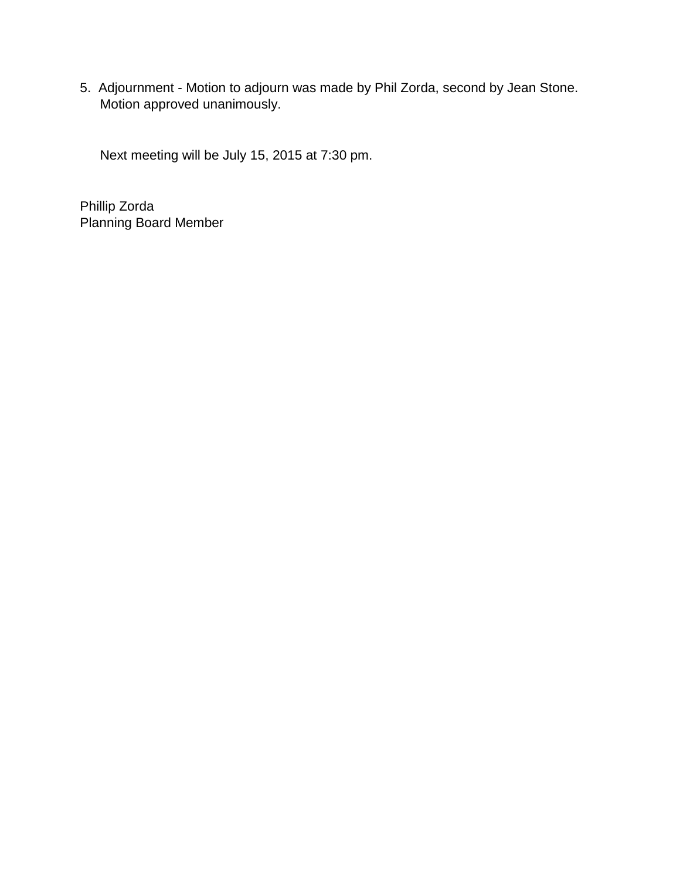5. Adjournment - Motion to adjourn was made by Phil Zorda, second by Jean Stone. Motion approved unanimously.

Next meeting will be July 15, 2015 at 7:30 pm.

Phillip Zorda
Planning Board Member